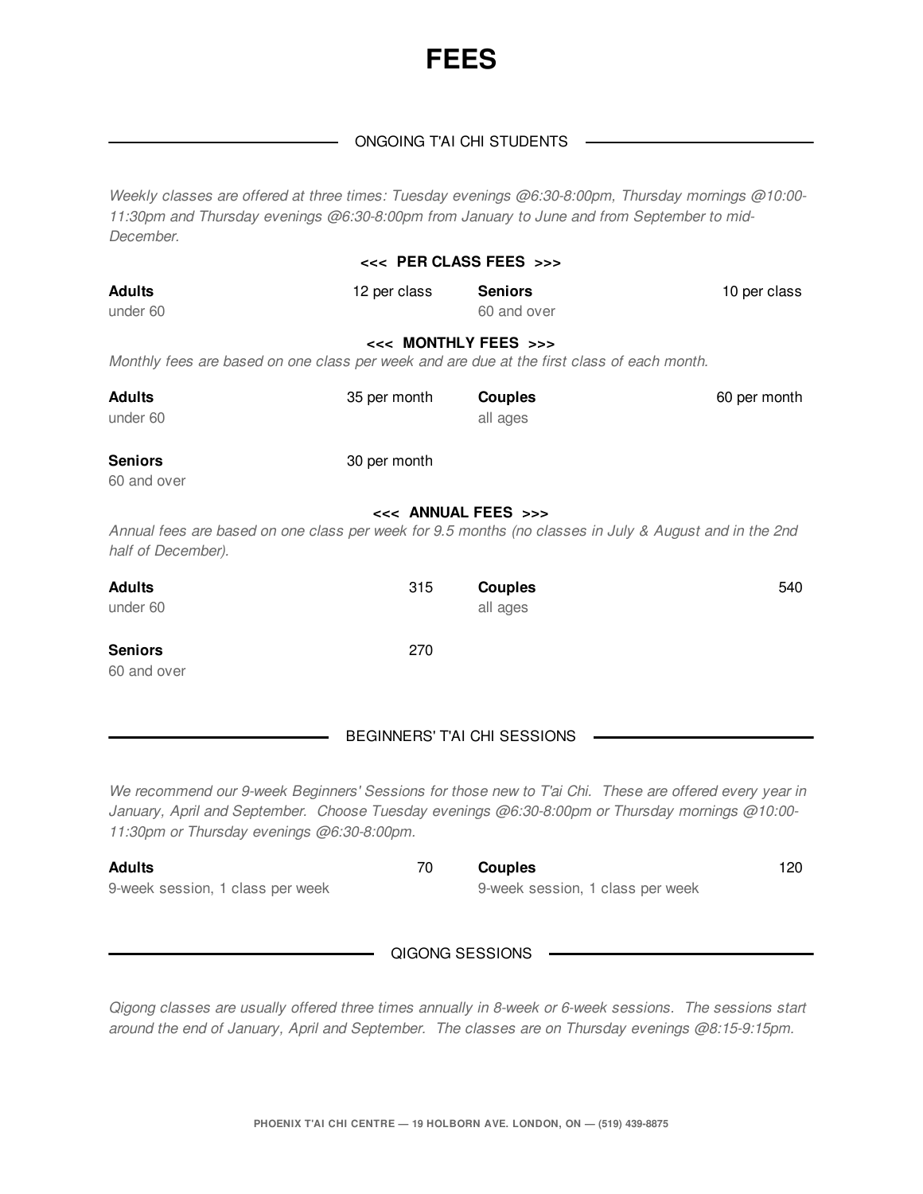# FEES

## ONGOING T'AI CHI STUDENTS

*Weekly classes are offered at three times: Tuesday evenings @6:30-8:00pm, Thursday mornings @10:00-11:30pm and Thursday evenings @6:30-8:00pm from January to June and from September to mid-December.*

### <<< PER CLASS FEES >>>

| | | | |
|---|---|---|---|
| **Adults**<br>under 60 | 12 per class | **Seniors**<br>60 and over | 10 per class |

### <<< MONTHLY FEES >>>

*Monthly fees are based on one class per week and are due at the first class of each month.*

| | | | |
|---|---|---|---|
| **Adults**<br>under 60 | 35 per month | **Couples**<br>all ages | 60 per month |
| **Seniors**<br>60 and over | 30 per month | | |

### <<< ANNUAL FEES >>>

*Annual fees are based on one class per week for 9.5 months (no classes in July & August and in the 2nd half of December).*

| | | | |
|---|---|---|---|
| **Adults**<br>under 60 | 315 | **Couples**<br>all ages | 540 |
| **Seniors**<br>60 and over | 270 | | |

## BEGINNERS' T'AI CHI SESSIONS

*We recommend our 9-week Beginners' Sessions for those new to T'ai Chi. These are offered every year in January, April and September. Choose Tuesday evenings @6:30-8:00pm or Thursday mornings @10:00-11:30pm or Thursday evenings @6:30-8:00pm.*

| | | | |
|---|---|---|---|
| **Adults**<br>9-week session, 1 class per week | 70 | **Couples**<br>9-week session, 1 class per week | 120 |

## QIGONG SESSIONS

*Qigong classes are usually offered three times annually in 8-week or 6-week sessions. The sessions start around the end of January, April and September. The classes are on Thursday evenings @8:15-9:15pm.*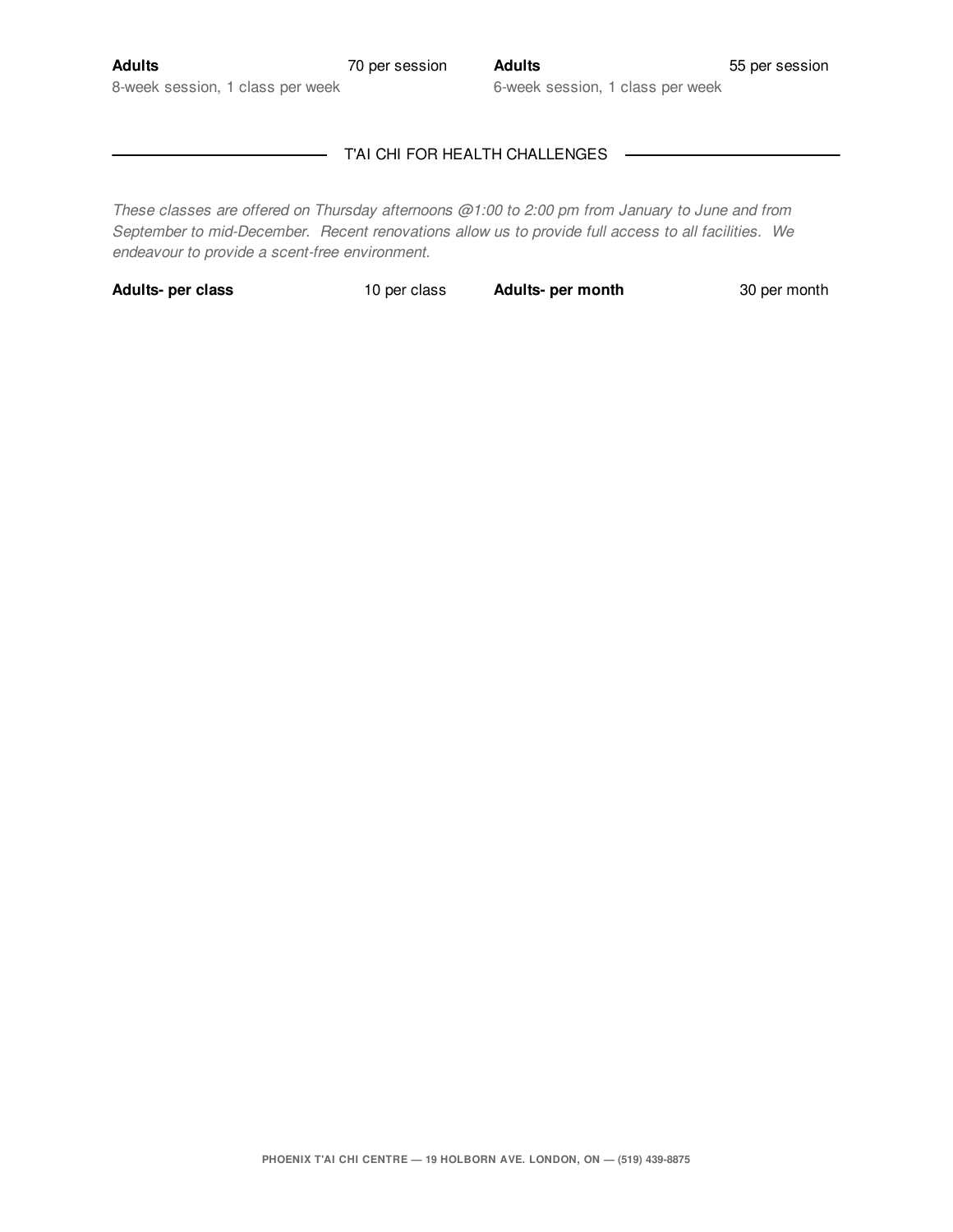**Adults** 70 per session
8-week session, 1 class per week

**Adults** 55 per session
6-week session, 1 class per week

## T'AI CHI FOR HEALTH CHALLENGES

*These classes are offered on Thursday afternoons @1:00 to 2:00 pm from January to June and from September to mid-December. Recent renovations allow us to provide full access to all facilities. We endeavour to provide a scent-free environment.*

**Adults- per class** 10 per class

**Adults- per month** 30 per month

PHOENIX T'AI CHI CENTRE — 19 HOLBORN AVE. LONDON, ON — (519) 439-8875